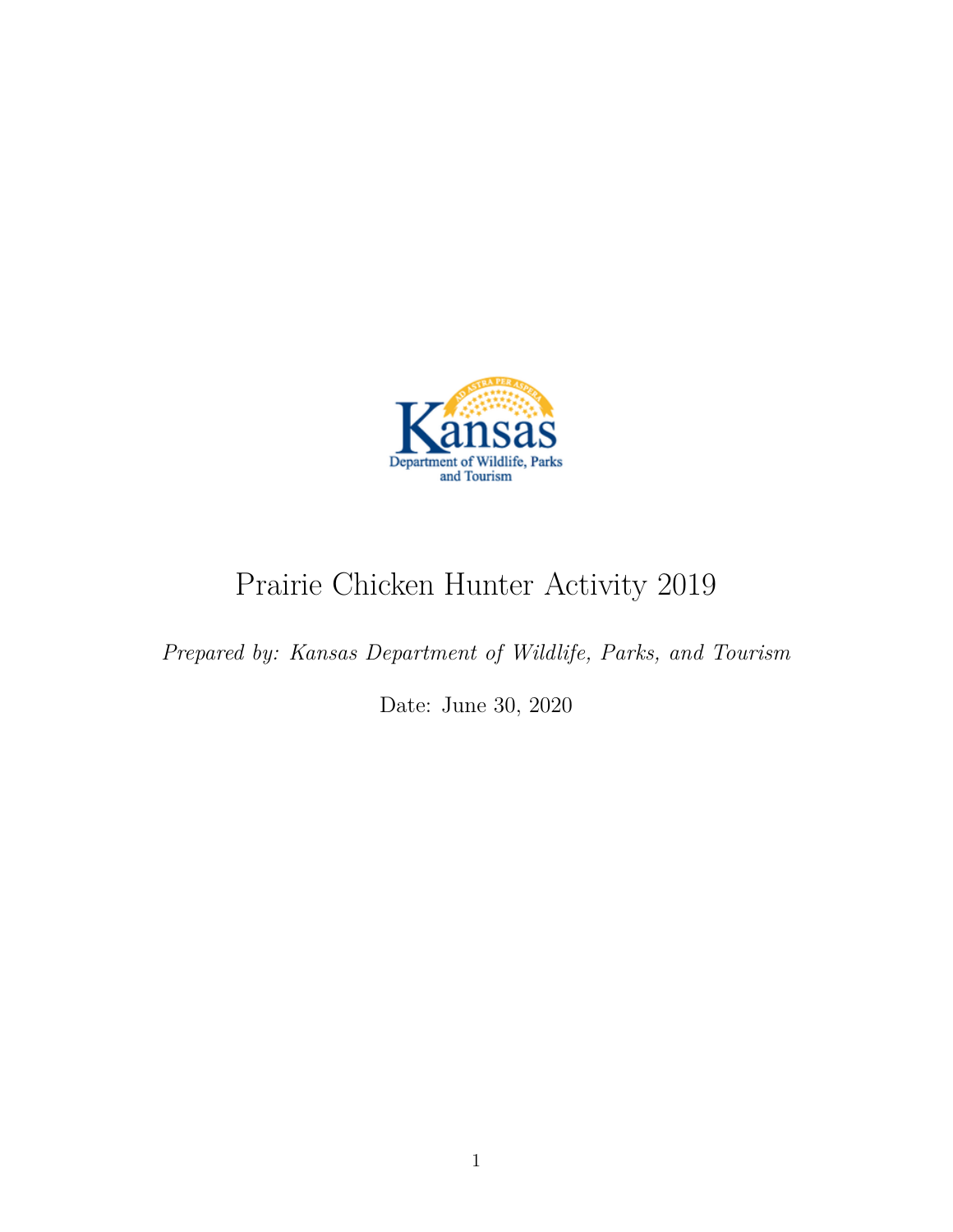# Prairie Chicken Hunter Activity 2019

*Prepared by: Kansas Department of Wildlife, Parks, and Tourism*

Date: June 30, 2020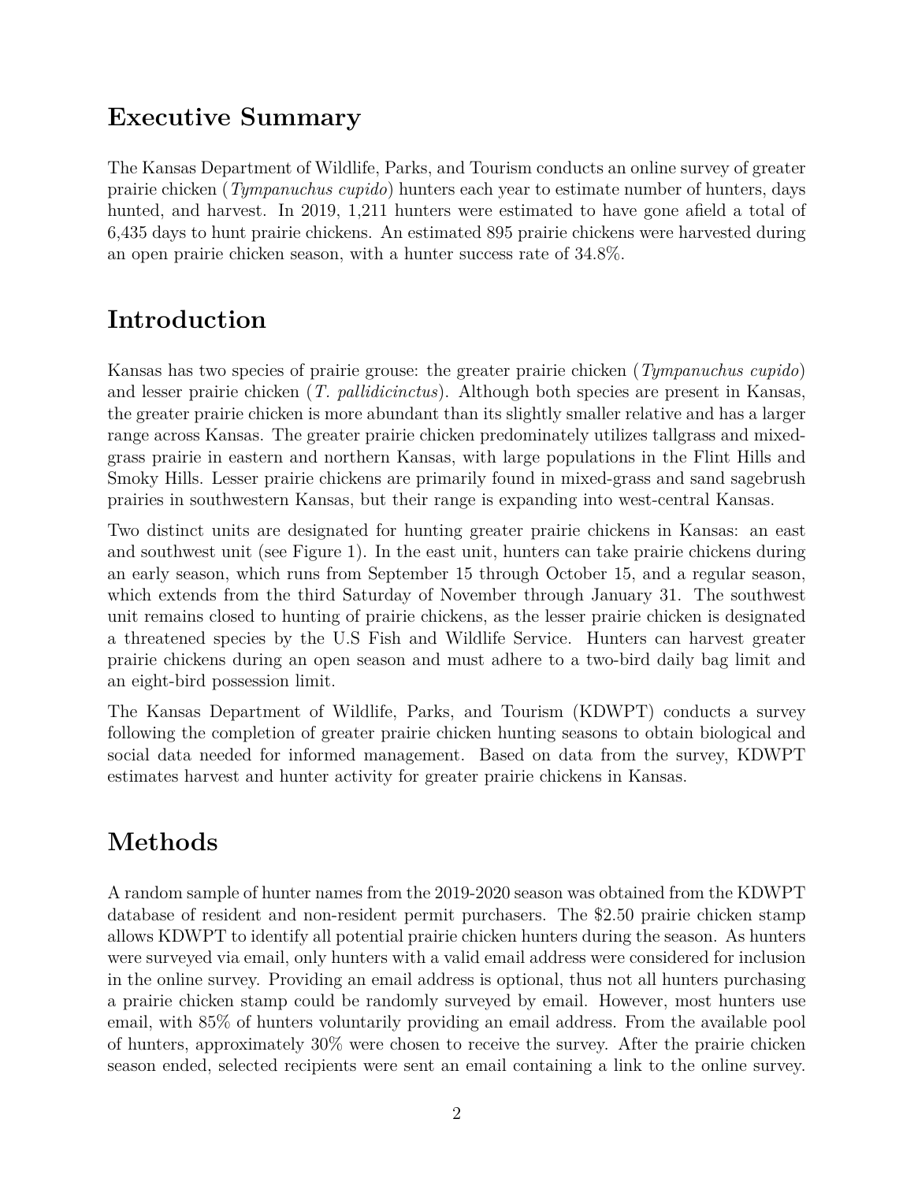# Executive Summary

The Kansas Department of Wildlife, Parks, and Tourism conducts an online survey of greater prairie chicken (*Tympanuchus cupido*) hunters each year to estimate number of hunters, days hunted, and harvest. In 2019, 1,211 hunters were estimated to have gone afield a total of 6,435 days to hunt prairie chickens. An estimated 895 prairie chickens were harvested during an open prairie chicken season, with a hunter success rate of 34.8%.

# Introduction

Kansas has two species of prairie grouse: the greater prairie chicken (*Tympanuchus cupido*) and lesser prairie chicken (*T. pallidicinctus*). Although both species are present in Kansas, the greater prairie chicken is more abundant than its slightly smaller relative and has a larger range across Kansas. The greater prairie chicken predominately utilizes tallgrass and mixed-grass prairie in eastern and northern Kansas, with large populations in the Flint Hills and Smoky Hills. Lesser prairie chickens are primarily found in mixed-grass and sand sagebrush prairies in southwestern Kansas, but their range is expanding into west-central Kansas.

Two distinct units are designated for hunting greater prairie chickens in Kansas: an east and southwest unit (see Figure 1). In the east unit, hunters can take prairie chickens during an early season, which runs from September 15 through October 15, and a regular season, which extends from the third Saturday of November through January 31. The southwest unit remains closed to hunting of prairie chickens, as the lesser prairie chicken is designated a threatened species by the U.S Fish and Wildlife Service. Hunters can harvest greater prairie chickens during an open season and must adhere to a two-bird daily bag limit and an eight-bird possession limit.

The Kansas Department of Wildlife, Parks, and Tourism (KDWPT) conducts a survey following the completion of greater prairie chicken hunting seasons to obtain biological and social data needed for informed management. Based on data from the survey, KDWPT estimates harvest and hunter activity for greater prairie chickens in Kansas.

# Methods

A random sample of hunter names from the 2019-2020 season was obtained from the KDWPT database of resident and non-resident permit purchasers. The $2.50 prairie chicken stamp allows KDWPT to identify all potential prairie chicken hunters during the season. As hunters were surveyed via email, only hunters with a valid email address were considered for inclusion in the online survey. Providing an email address is optional, thus not all hunters purchasing a prairie chicken stamp could be randomly surveyed by email. However, most hunters use email, with 85% of hunters voluntarily providing an email address. From the available pool of hunters, approximately 30% were chosen to receive the survey. After the prairie chicken season ended, selected recipients were sent an email containing a link to the online survey.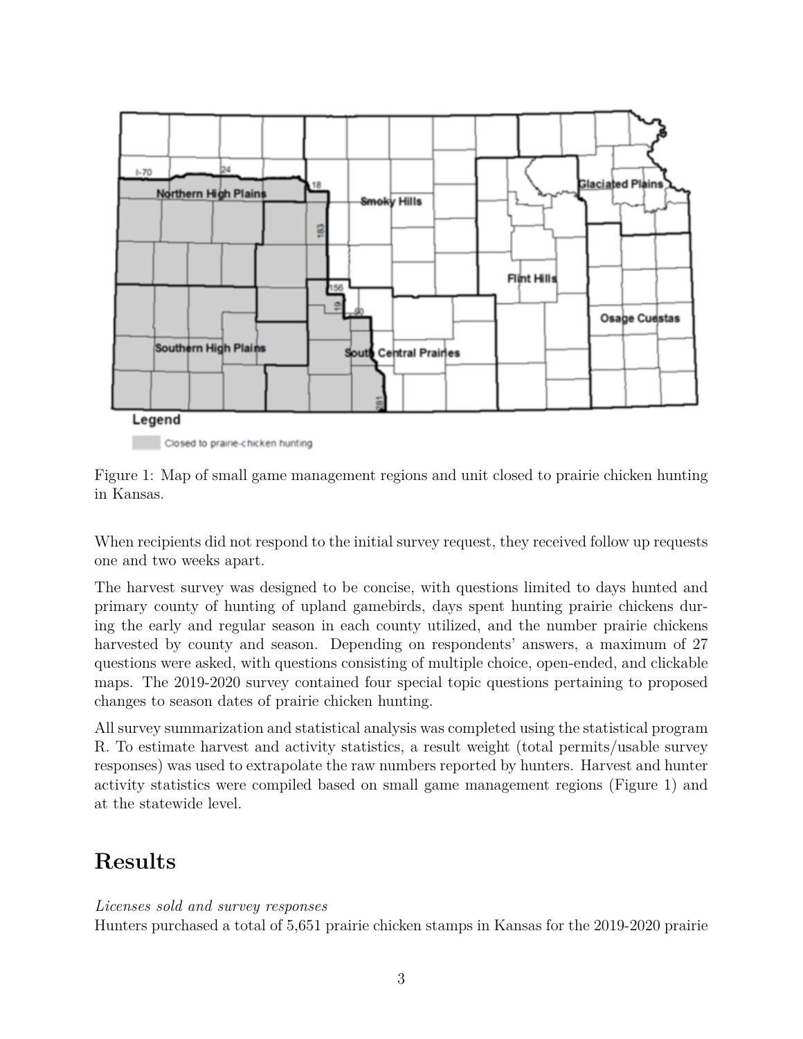Figure 1: Map of small game management regions and unit closed to prairie chicken hunting in Kansas.

When recipients did not respond to the initial survey request, they received follow up requests one and two weeks apart.

The harvest survey was designed to be concise, with questions limited to days hunted and primary county of hunting of upland gamebirds, days spent hunting prairie chickens during the early and regular season in each county utilized, and the number prairie chickens harvested by county and season. Depending on respondents' answers, a maximum of 27 questions were asked, with questions consisting of multiple choice, open-ended, and clickable maps. The 2019-2020 survey contained four special topic questions pertaining to proposed changes to season dates of prairie chicken hunting.

All survey summarization and statistical analysis was completed using the statistical program R. To estimate harvest and activity statistics, a result weight (total permits/usable survey responses) was used to extrapolate the raw numbers reported by hunters. Harvest and hunter activity statistics were compiled based on small game management regions (Figure 1) and at the statewide level.

# Results

*Licenses sold and survey responses*

Hunters purchased a total of 5,651 prairie chicken stamps in Kansas for the 2019-2020 prairie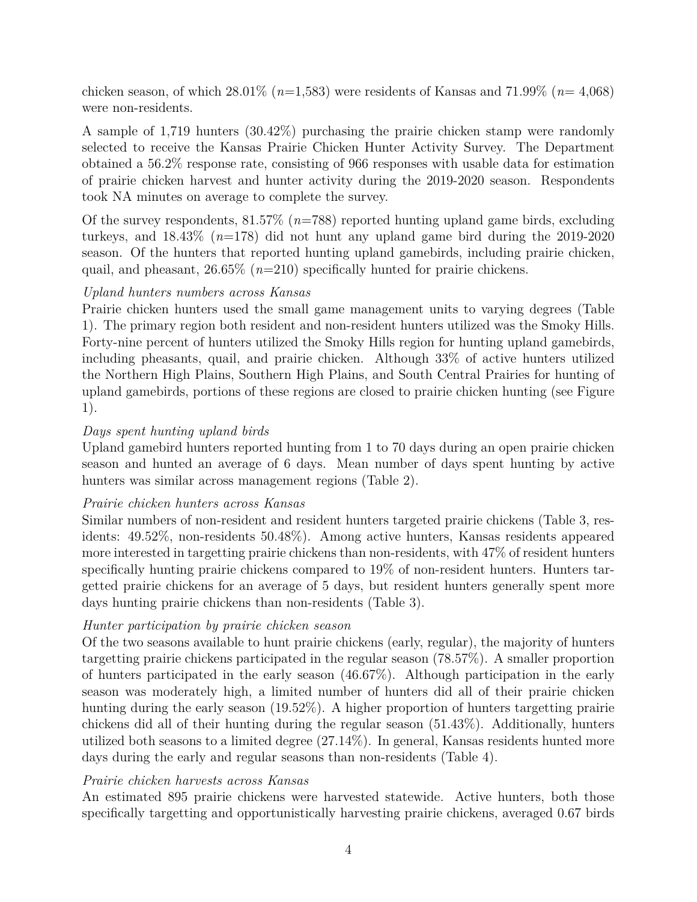chicken season, of which 28.01% ($n$=1,583) were residents of Kansas and 71.99% ($n$= 4,068) were non-residents.

A sample of 1,719 hunters (30.42%) purchasing the prairie chicken stamp were randomly selected to receive the Kansas Prairie Chicken Hunter Activity Survey. The Department obtained a 56.2% response rate, consisting of 966 responses with usable data for estimation of prairie chicken harvest and hunter activity during the 2019-2020 season. Respondents took NA minutes on average to complete the survey.

Of the survey respondents, 81.57% ($n$=788) reported hunting upland game birds, excluding turkeys, and 18.43% ($n$=178) did not hunt any upland game bird during the 2019-2020 season. Of the hunters that reported hunting upland gamebirds, including prairie chicken, quail, and pheasant, 26.65% ($n$=210) specifically hunted for prairie chickens.

*Upland hunters numbers across Kansas*

Prairie chicken hunters used the small game management units to varying degrees (Table 1). The primary region both resident and non-resident hunters utilized was the Smoky Hills. Forty-nine percent of hunters utilized the Smoky Hills region for hunting upland gamebirds, including pheasants, quail, and prairie chicken. Although 33% of active hunters utilized the Northern High Plains, Southern High Plains, and South Central Prairies for hunting of upland gamebirds, portions of these regions are closed to prairie chicken hunting (see Figure 1).

*Days spent hunting upland birds*

Upland gamebird hunters reported hunting from 1 to 70 days during an open prairie chicken season and hunted an average of 6 days. Mean number of days spent hunting by active hunters was similar across management regions (Table 2).

*Prairie chicken hunters across Kansas*

Similar numbers of non-resident and resident hunters targeted prairie chickens (Table 3, residents: 49.52%, non-residents 50.48%). Among active hunters, Kansas residents appeared more interested in targetting prairie chickens than non-residents, with 47% of resident hunters specifically hunting prairie chickens compared to 19% of non-resident hunters. Hunters targetted prairie chickens for an average of 5 days, but resident hunters generally spent more days hunting prairie chickens than non-residents (Table 3).

*Hunter participation by prairie chicken season*

Of the two seasons available to hunt prairie chickens (early, regular), the majority of hunters targetting prairie chickens participated in the regular season (78.57%). A smaller proportion of hunters participated in the early season (46.67%). Although participation in the early season was moderately high, a limited number of hunters did all of their prairie chicken hunting during the early season (19.52%). A higher proportion of hunters targetting prairie chickens did all of their hunting during the regular season (51.43%). Additionally, hunters utilized both seasons to a limited degree (27.14%). In general, Kansas residents hunted more days during the early and regular seasons than non-residents (Table 4).

*Prairie chicken harvests across Kansas*

An estimated 895 prairie chickens were harvested statewide. Active hunters, both those specifically targetting and opportunistically harvesting prairie chickens, averaged 0.67 birds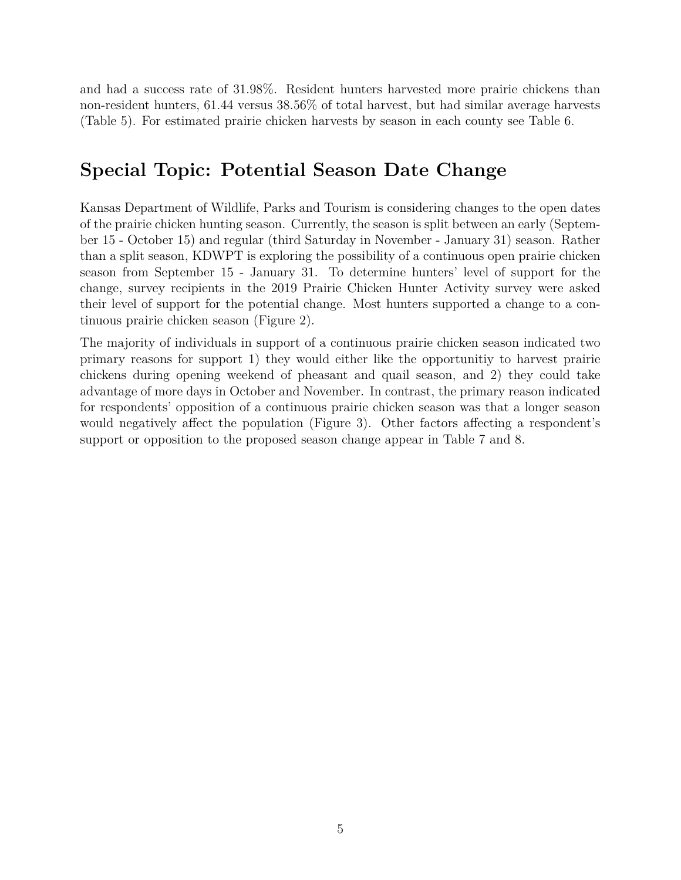and had a success rate of 31.98%. Resident hunters harvested more prairie chickens than non-resident hunters, 61.44 versus 38.56% of total harvest, but had similar average harvests (Table 5). For estimated prairie chicken harvests by season in each county see Table 6.

## Special Topic: Potential Season Date Change

Kansas Department of Wildlife, Parks and Tourism is considering changes to the open dates of the prairie chicken hunting season. Currently, the season is split between an early (September 15 - October 15) and regular (third Saturday in November - January 31) season. Rather than a split season, KDWPT is exploring the possibility of a continuous open prairie chicken season from September 15 - January 31. To determine hunters' level of support for the change, survey recipients in the 2019 Prairie Chicken Hunter Activity survey were asked their level of support for the potential change. Most hunters supported a change to a continuous prairie chicken season (Figure 2).

The majority of individuals in support of a continuous prairie chicken season indicated two primary reasons for support 1) they would either like the opportunitiy to harvest prairie chickens during opening weekend of pheasant and quail season, and 2) they could take advantage of more days in October and November. In contrast, the primary reason indicated for respondents' opposition of a continuous prairie chicken season was that a longer season would negatively affect the population (Figure 3). Other factors affecting a respondent's support or opposition to the proposed season change appear in Table 7 and 8.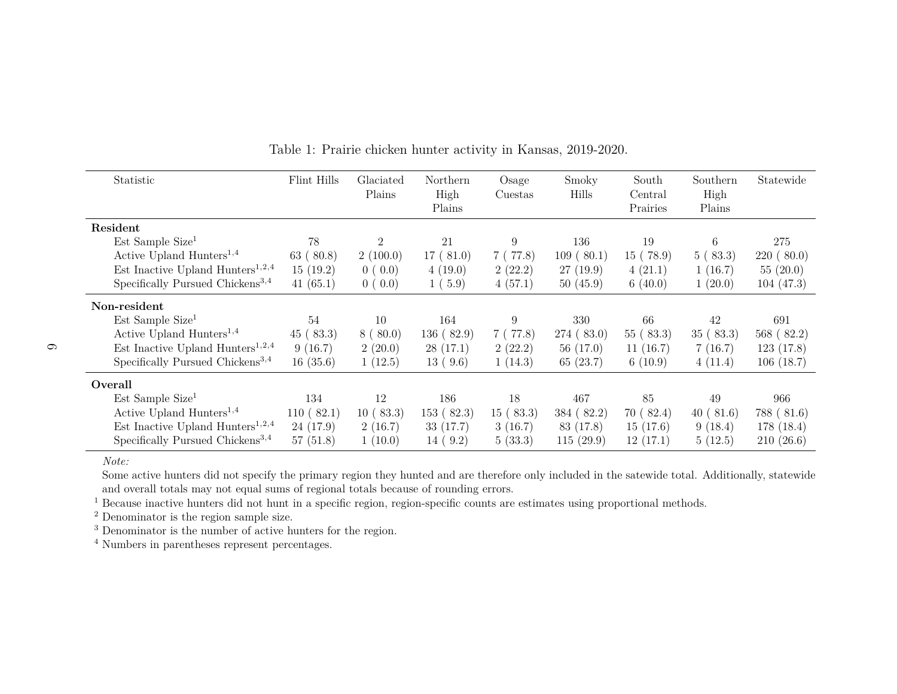Table 1: Prairie chicken hunter activity in Kansas, 2019-2020.

| Statistic | Flint Hills | Glaciated Plains | Northern High Plains | Osage Cuestas | Smoky Hills | South Central Prairies | Southern High Plains | Statewide |
|---|---|---|---|---|---|---|---|---|
| **Resident** | | | | | | | | |
| Est Sample Size[1] | 78 | 2 | 21 | 9 | 136 | 19 | 6 | 275 |
| Active Upland Hunters[1,4] | 63 ( 80.8) | 2 (100.0) | 17 ( 81.0) | 7 ( 77.8) | 109 ( 80.1) | 15 ( 78.9) | 5 ( 83.3) | 220 ( 80.0) |
| Est Inactive Upland Hunters[1,2,4] | 15 (19.2) | 0 ( 0.0) | 4 (19.0) | 2 (22.2) | 27 (19.9) | 4 (21.1) | 1 (16.7) | 55 (20.0) |
| Specifically Pursued Chickens[3,4] | 41 (65.1) | 0 ( 0.0) | 1 ( 5.9) | 4 (57.1) | 50 (45.9) | 6 (40.0) | 1 (20.0) | 104 (47.3) |
| **Non-resident** | | | | | | | | |
| Est Sample Size[1] | 54 | 10 | 164 | 9 | 330 | 66 | 42 | 691 |
| Active Upland Hunters[1,4] | 45 ( 83.3) | 8 ( 80.0) | 136 ( 82.9) | 7 ( 77.8) | 274 ( 83.0) | 55 ( 83.3) | 35 ( 83.3) | 568 ( 82.2) |
| Est Inactive Upland Hunters[1,2,4] | 9 (16.7) | 2 (20.0) | 28 (17.1) | 2 (22.2) | 56 (17.0) | 11 (16.7) | 7 (16.7) | 123 (17.8) |
| Specifically Pursued Chickens[3,4] | 16 (35.6) | 1 (12.5) | 13 ( 9.6) | 1 (14.3) | 65 (23.7) | 6 (10.9) | 4 (11.4) | 106 (18.7) |
| **Overall** | | | | | | | | |
| Est Sample Size[1] | 134 | 12 | 186 | 18 | 467 | 85 | 49 | 966 |
| Active Upland Hunters[1,4] | 110 ( 82.1) | 10 ( 83.3) | 153 ( 82.3) | 15 ( 83.3) | 384 ( 82.2) | 70 ( 82.4) | 40 ( 81.6) | 788 ( 81.6) |
| Est Inactive Upland Hunters[1,2,4] | 24 (17.9) | 2 (16.7) | 33 (17.7) | 3 (16.7) | 83 (17.8) | 15 (17.6) | 9 (18.4) | 178 (18.4) |
| Specifically Pursued Chickens[3,4] | 57 (51.8) | 1 (10.0) | 14 ( 9.2) | 5 (33.3) | 115 (29.9) | 12 (17.1) | 5 (12.5) | 210 (26.6) |

*Note:*

Some active hunters did not specify the primary region they hunted and are therefore only included in the satewide total. Additionally, statewide and overall totals may not equal sums of regional totals because of rounding errors.

[1] Because inactive hunters did not hunt in a specific region, region-specific counts are estimates using proportional methods.

[2] Denominator is the region sample size.

[3] Denominator is the number of active hunters for the region.

[4] Numbers in parentheses represent percentages.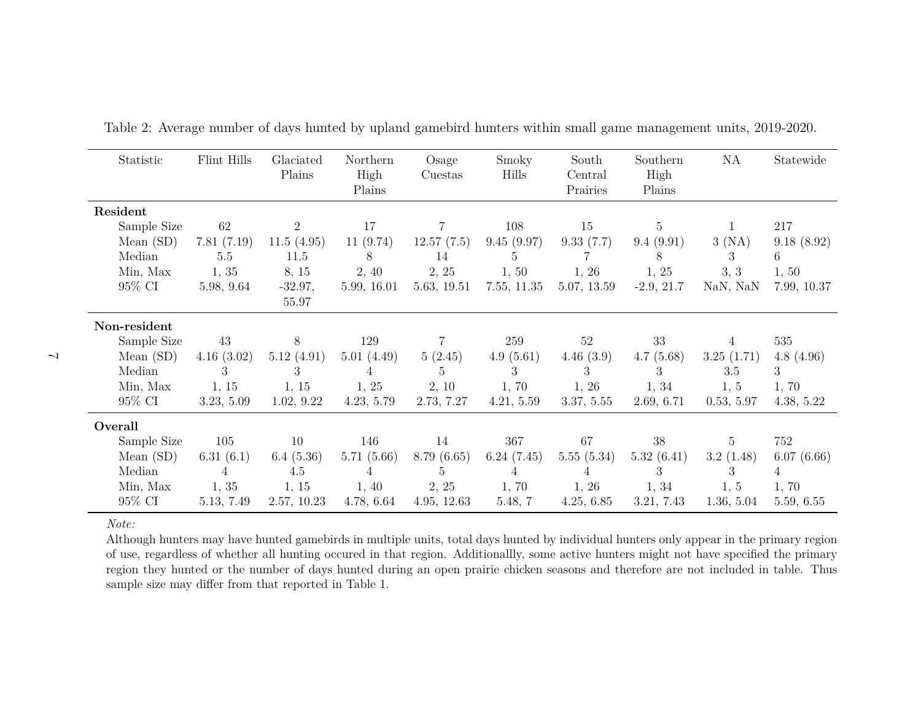Table 2: Average number of days hunted by upland gamebird hunters within small game management units, 2019-2020.

| Statistic | Flint Hills | Glaciated Plains | Northern High Plains | Osage Cuestas | Smoky Hills | South Central Prairies | Southern High Plains | NA | Statewide |
|---|---|---|---|---|---|---|---|---|---|
| **Resident** | | | | | | | | | |
| Sample Size | 62 | 2 | 17 | 7 | 108 | 15 | 5 | 1 | 217 |
| Mean (SD) | 7.81 (7.19) | 11.5 (4.95) | 11 (9.74) | 12.57 (7.5) | 9.45 (9.97) | 9.33 (7.7) | 9.4 (9.91) | 3 (NA) | 9.18 (8.92) |
| Median | 5.5 | 11.5 | 8 | 14 | 5 | 7 | 8 | 3 | 6 |
| Min, Max | 1, 35 | 8, 15 | 2, 40 | 2, 25 | 1, 50 | 1, 26 | 1, 25 | 3, 3 | 1, 50 |
| 95% CI | 5.98, 9.64 | -32.97, 55.97 | 5.99, 16.01 | 5.63, 19.51 | 7.55, 11.35 | 5.07, 13.59 | -2.9, 21.7 | NaN, NaN | 7.99, 10.37 |
| **Non-resident** | | | | | | | | | |
| Sample Size | 43 | 8 | 129 | 7 | 259 | 52 | 33 | 4 | 535 |
| Mean (SD) | 4.16 (3.02) | 5.12 (4.91) | 5.01 (4.49) | 5 (2.45) | 4.9 (5.61) | 4.46 (3.9) | 4.7 (5.68) | 3.25 (1.71) | 4.8 (4.96) |
| Median | 3 | 3 | 4 | 5 | 3 | 3 | 3 | 3.5 | 3 |
| Min, Max | 1, 15 | 1, 15 | 1, 25 | 2, 10 | 1, 70 | 1, 26 | 1, 34 | 1, 5 | 1, 70 |
| 95% CI | 3.23, 5.09 | 1.02, 9.22 | 4.23, 5.79 | 2.73, 7.27 | 4.21, 5.59 | 3.37, 5.55 | 2.69, 6.71 | 0.53, 5.97 | 4.38, 5.22 |
| **Overall** | | | | | | | | | |
| Sample Size | 105 | 10 | 146 | 14 | 367 | 67 | 38 | 5 | 752 |
| Mean (SD) | 6.31 (6.1) | 6.4 (5.36) | 5.71 (5.66) | 8.79 (6.65) | 6.24 (7.45) | 5.55 (5.34) | 5.32 (6.41) | 3.2 (1.48) | 6.07 (6.66) |
| Median | 4 | 4.5 | 4 | 5 | 4 | 4 | 3 | 3 | 4 |
| Min, Max | 1, 35 | 1, 15 | 1, 40 | 2, 25 | 1, 70 | 1, 26 | 1, 34 | 1, 5 | 1, 70 |
| 95% CI | 5.13, 7.49 | 2.57, 10.23 | 4.78, 6.64 | 4.95, 12.63 | 5.48, 7 | 4.25, 6.85 | 3.21, 7.43 | 1.36, 5.04 | 5.59, 6.55 |

*Note:*

Although hunters may have hunted gamebirds in multiple units, total days hunted by individual hunters only appear in the primary region of use, regardless of whether all hunting occured in that region. Additionallly, some active hunters might not have specified the primary region they hunted or the number of days hunted during an open prairie chicken seasons and therefore are not included in table. Thus sample size may differ from that reported in Table 1.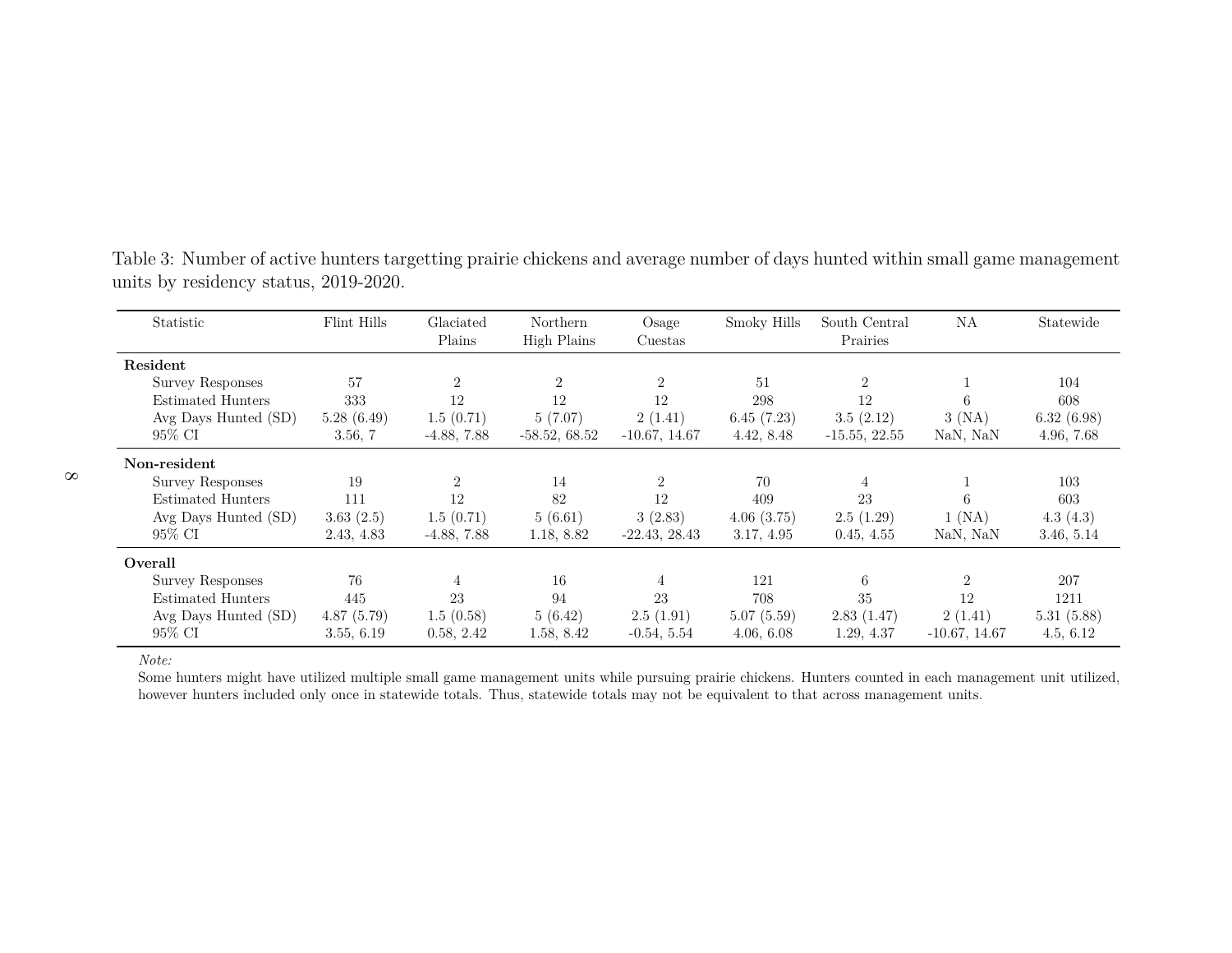Table 3: Number of active hunters targetting prairie chickens and average number of days hunted within small game management units by residency status, 2019-2020.

| Statistic | Flint Hills | Glaciated Plains | Northern High Plains | Osage Cuestas | Smoky Hills | South Central Prairies | NA | Statewide |
|---|---|---|---|---|---|---|---|---|
| **Resident** | | | | | | | | |
| Survey Responses | 57 | 2 | 2 | 2 | 51 | 2 | 1 | 104 |
| Estimated Hunters | 333 | 12 | 12 | 12 | 298 | 12 | 6 | 608 |
| Avg Days Hunted (SD) | 5.28 (6.49) | 1.5 (0.71) | 5 (7.07) | 2 (1.41) | 6.45 (7.23) | 3.5 (2.12) | 3 (NA) | 6.32 (6.98) |
| 95% CI | 3.56, 7 | -4.88, 7.88 | -58.52, 68.52 | -10.67, 14.67 | 4.42, 8.48 | -15.55, 22.55 | NaN, NaN | 4.96, 7.68 |
| **Non-resident** | | | | | | | | |
| Survey Responses | 19 | 2 | 14 | 2 | 70 | 4 | 1 | 103 |
| Estimated Hunters | 111 | 12 | 82 | 12 | 409 | 23 | 6 | 603 |
| Avg Days Hunted (SD) | 3.63 (2.5) | 1.5 (0.71) | 5 (6.61) | 3 (2.83) | 4.06 (3.75) | 2.5 (1.29) | 1 (NA) | 4.3 (4.3) |
| 95% CI | 2.43, 4.83 | -4.88, 7.88 | 1.18, 8.82 | -22.43, 28.43 | 3.17, 4.95 | 0.45, 4.55 | NaN, NaN | 3.46, 5.14 |
| **Overall** | | | | | | | | |
| Survey Responses | 76 | 4 | 16 | 4 | 121 | 6 | 2 | 207 |
| Estimated Hunters | 445 | 23 | 94 | 23 | 708 | 35 | 12 | 1211 |
| Avg Days Hunted (SD) | 4.87 (5.79) | 1.5 (0.58) | 5 (6.42) | 2.5 (1.91) | 5.07 (5.59) | 2.83 (1.47) | 2 (1.41) | 5.31 (5.88) |
| 95% CI | 3.55, 6.19 | 0.58, 2.42 | 1.58, 8.42 | -0.54, 5.54 | 4.06, 6.08 | 1.29, 4.37 | -10.67, 14.67 | 4.5, 6.12 |

*Note:*
Some hunters might have utilized multiple small game management units while pursuing prairie chickens. Hunters counted in each management unit utilized, however hunters included only once in statewide totals. Thus, statewide totals may not be equivalent to that across management units.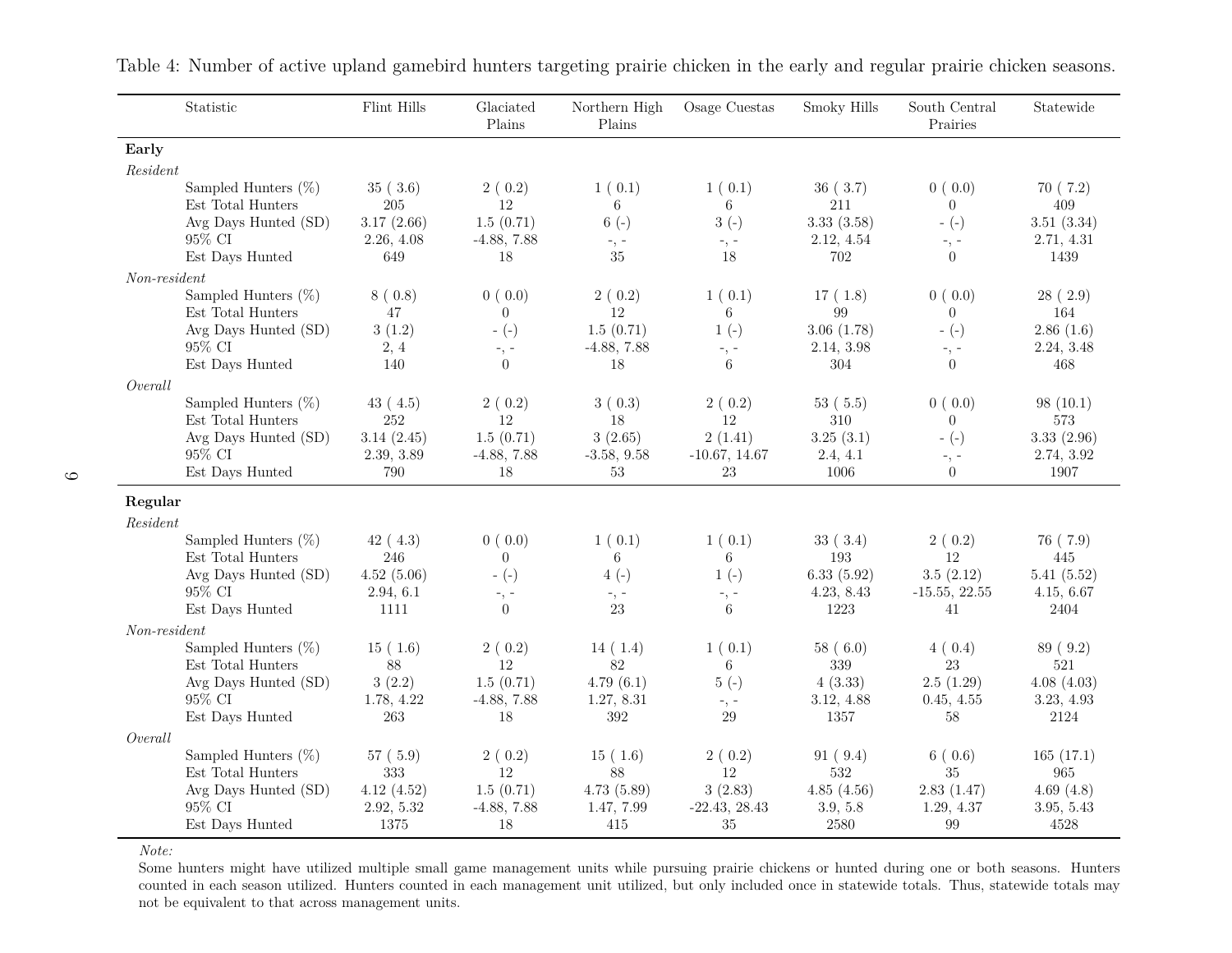Table 4: Number of active upland gamebird hunters targeting prairie chicken in the early and regular prairie chicken seasons.

| Statistic | Flint Hills | Glaciated Plains | Northern High Plains | Osage Cuestas | Smoky Hills | South Central Prairies | Statewide |
|---|---|---|---|---|---|---|---|
| **Early** | | | | | | | |
| *Resident* | | | | | | | |
| Sampled Hunters (%) | 35 ( 3.6) | 2 ( 0.2) | 1 ( 0.1) | 1 ( 0.1) | 36 ( 3.7) | 0 ( 0.0) | 70 ( 7.2) |
| Est Total Hunters | 205 | 12 | 6 | 6 | 211 | 0 | 409 |
| Avg Days Hunted (SD) | 3.17 (2.66) | 1.5 (0.71) | 6 (-) | 3 (-) | 3.33 (3.58) | - (-) | 3.51 (3.34) |
| 95% CI | 2.26, 4.08 | -4.88, 7.88 | -, - | -, - | 2.12, 4.54 | -, - | 2.71, 4.31 |
| Est Days Hunted | 649 | 18 | 35 | 18 | 702 | 0 | 1439 |
| *Non-resident* | | | | | | | |
| Sampled Hunters (%) | 8 ( 0.8) | 0 ( 0.0) | 2 ( 0.2) | 1 ( 0.1) | 17 ( 1.8) | 0 ( 0.0) | 28 ( 2.9) |
| Est Total Hunters | 47 | 0 | 12 | 6 | 99 | 0 | 164 |
| Avg Days Hunted (SD) | 3 (1.2) | - (-) | 1.5 (0.71) | 1 (-) | 3.06 (1.78) | - (-) | 2.86 (1.6) |
| 95% CI | 2, 4 | -, - | -4.88, 7.88 | -, - | 2.14, 3.98 | -, - | 2.24, 3.48 |
| Est Days Hunted | 140 | 0 | 18 | 6 | 304 | 0 | 468 |
| *Overall* | | | | | | | |
| Sampled Hunters (%) | 43 ( 4.5) | 2 ( 0.2) | 3 ( 0.3) | 2 ( 0.2) | 53 ( 5.5) | 0 ( 0.0) | 98 (10.1) |
| Est Total Hunters | 252 | 12 | 18 | 12 | 310 | 0 | 573 |
| Avg Days Hunted (SD) | 3.14 (2.45) | 1.5 (0.71) | 3 (2.65) | 2 (1.41) | 3.25 (3.1) | - (-) | 3.33 (2.96) |
| 95% CI | 2.39, 3.89 | -4.88, 7.88 | -3.58, 9.58 | -10.67, 14.67 | 2.4, 4.1 | -, - | 2.74, 3.92 |
| Est Days Hunted | 790 | 18 | 53 | 23 | 1006 | 0 | 1907 |
| **Regular** | | | | | | | |
| *Resident* | | | | | | | |
| Sampled Hunters (%) | 42 ( 4.3) | 0 ( 0.0) | 1 ( 0.1) | 1 ( 0.1) | 33 ( 3.4) | 2 ( 0.2) | 76 ( 7.9) |
| Est Total Hunters | 246 | 0 | 6 | 6 | 193 | 12 | 445 |
| Avg Days Hunted (SD) | 4.52 (5.06) | - (-) | 4 (-) | 1 (-) | 6.33 (5.92) | 3.5 (2.12) | 5.41 (5.52) |
| 95% CI | 2.94, 6.1 | -, - | -, - | -, - | 4.23, 8.43 | -15.55, 22.55 | 4.15, 6.67 |
| Est Days Hunted | 1111 | 0 | 23 | 6 | 1223 | 41 | 2404 |
| *Non-resident* | | | | | | | |
| Sampled Hunters (%) | 15 ( 1.6) | 2 ( 0.2) | 14 ( 1.4) | 1 ( 0.1) | 58 ( 6.0) | 4 ( 0.4) | 89 ( 9.2) |
| Est Total Hunters | 88 | 12 | 82 | 6 | 339 | 23 | 521 |
| Avg Days Hunted (SD) | 3 (2.2) | 1.5 (0.71) | 4.79 (6.1) | 5 (-) | 4 (3.33) | 2.5 (1.29) | 4.08 (4.03) |
| 95% CI | 1.78, 4.22 | -4.88, 7.88 | 1.27, 8.31 | -, - | 3.12, 4.88 | 0.45, 4.55 | 3.23, 4.93 |
| Est Days Hunted | 263 | 18 | 392 | 29 | 1357 | 58 | 2124 |
| *Overall* | | | | | | | |
| Sampled Hunters (%) | 57 ( 5.9) | 2 ( 0.2) | 15 ( 1.6) | 2 ( 0.2) | 91 ( 9.4) | 6 ( 0.6) | 165 (17.1) |
| Est Total Hunters | 333 | 12 | 88 | 12 | 532 | 35 | 965 |
| Avg Days Hunted (SD) | 4.12 (4.52) | 1.5 (0.71) | 4.73 (5.89) | 3 (2.83) | 4.85 (4.56) | 2.83 (1.47) | 4.69 (4.8) |
| 95% CI | 2.92, 5.32 | -4.88, 7.88 | 1.47, 7.99 | -22.43, 28.43 | 3.9, 5.8 | 1.29, 4.37 | 3.95, 5.43 |
| Est Days Hunted | 1375 | 18 | 415 | 35 | 2580 | 99 | 4528 |

*Note:*

Some hunters might have utilized multiple small game management units while pursuing prairie chickens or hunted during one or both seasons. Hunters counted in each season utilized. Hunters counted in each management unit utilized, but only included once in statewide totals. Thus, statewide totals may not be equivalent to that across management units.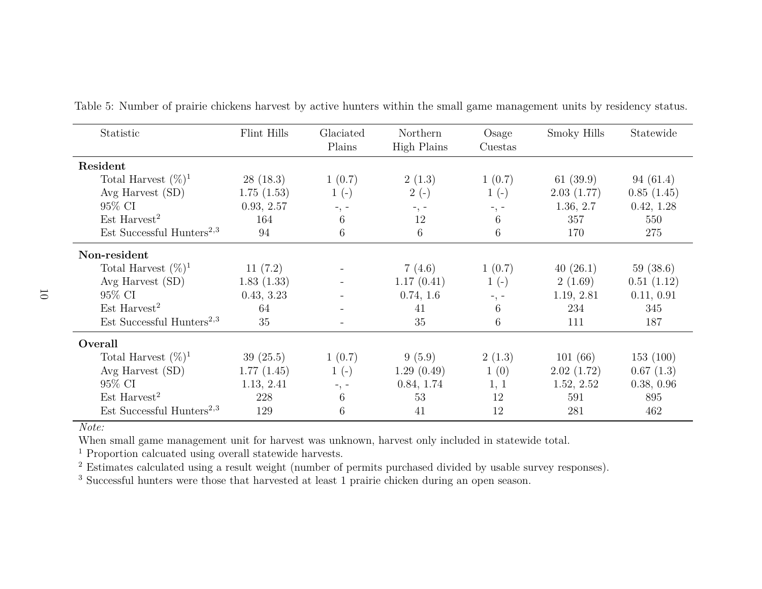Table 5: Number of prairie chickens harvest by active hunters within the small game management units by residency status.

| Statistic | Flint Hills | Glaciated Plains | Northern High Plains | Osage Cuestas | Smoky Hills | Statewide |
|---|---|---|---|---|---|---|
| **Resident** | | | | | | |
| Total Harvest (%)[1] | 28 (18.3) | 1 (0.7) | 2 (1.3) | 1 (0.7) | 61 (39.9) | 94 (61.4) |
| Avg Harvest (SD) | 1.75 (1.53) | 1 (-) | 2 (-) | 1 (-) | 2.03 (1.77) | 0.85 (1.45) |
| 95% CI | 0.93, 2.57 | -, - | -, - | -, - | 1.36, 2.7 | 0.42, 1.28 |
| Est Harvest[2] | 164 | 6 | 12 | 6 | 357 | 550 |
| Est Successful Hunters[2,3] | 94 | 6 | 6 | 6 | 170 | 275 |
| **Non-resident** | | | | | | |
| Total Harvest (%)[1] | 11 (7.2) | - | 7 (4.6) | 1 (0.7) | 40 (26.1) | 59 (38.6) |
| Avg Harvest (SD) | 1.83 (1.33) | - | 1.17 (0.41) | 1 (-) | 2 (1.69) | 0.51 (1.12) |
| 95% CI | 0.43, 3.23 | - | 0.74, 1.6 | -, - | 1.19, 2.81 | 0.11, 0.91 |
| Est Harvest[2] | 64 | - | 41 | 6 | 234 | 345 |
| Est Successful Hunters[2,3] | 35 | - | 35 | 6 | 111 | 187 |
| **Overall** | | | | | | |
| Total Harvest (%)[1] | 39 (25.5) | 1 (0.7) | 9 (5.9) | 2 (1.3) | 101 (66) | 153 (100) |
| Avg Harvest (SD) | 1.77 (1.45) | 1 (-) | 1.29 (0.49) | 1 (0) | 2.02 (1.72) | 0.67 (1.3) |
| 95% CI | 1.13, 2.41 | -, - | 0.84, 1.74 | 1, 1 | 1.52, 2.52 | 0.38, 0.96 |
| Est Harvest[2] | 228 | 6 | 53 | 12 | 591 | 895 |
| Est Successful Hunters[2,3] | 129 | 6 | 41 | 12 | 281 | 462 |

*Note:*

When small game management unit for harvest was unknown, harvest only included in statewide total.

[1] Proportion calcuated using overall statewide harvests.

[2] Estimates calculated using a result weight (number of permits purchased divided by usable survey responses).

[3] Successful hunters were those that harvested at least 1 prairie chicken during an open season.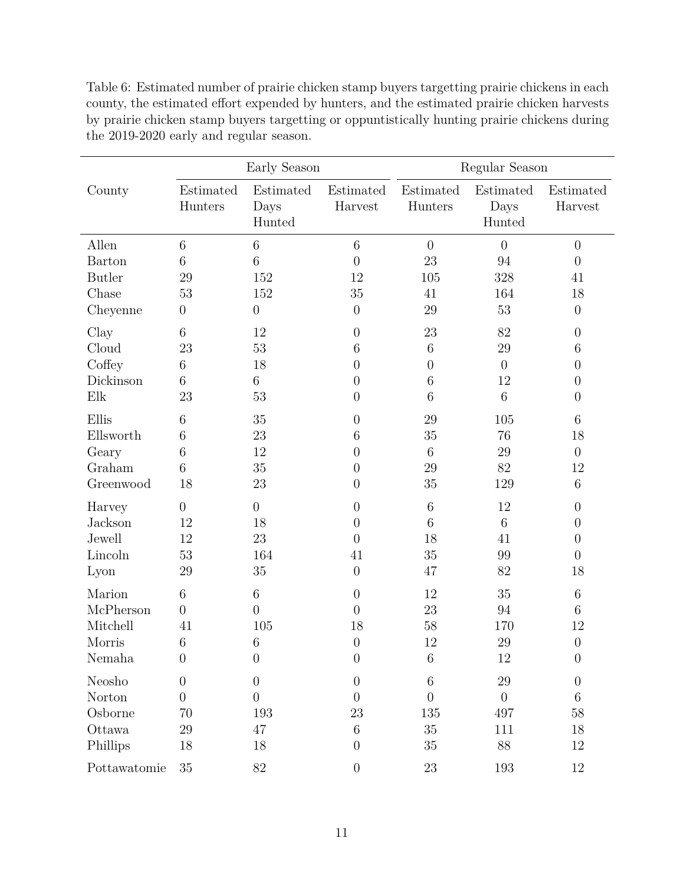Table 6: Estimated number of prairie chicken stamp buyers targetting prairie chickens in each county, the estimated effort expended by hunters, and the estimated prairie chicken harvests by prairie chicken stamp buyers targetting or oppuntistically hunting prairie chickens during the 2019-2020 early and regular season.

| County | Early Season | | | Regular Season | | |
|---|---|---|---|---|---|---|
| | Estimated Hunters | Estimated Days Hunted | Estimated Harvest | Estimated Hunters | Estimated Days Hunted | Estimated Harvest |
| Allen | 6 | 6 | 6 | 0 | 0 | 0 |
| Barton | 6 | 6 | 0 | 23 | 94 | 0 |
| Butler | 29 | 152 | 12 | 105 | 328 | 41 |
| Chase | 53 | 152 | 35 | 41 | 164 | 18 |
| Cheyenne | 0 | 0 | 0 | 29 | 53 | 0 |
| Clay | 6 | 12 | 0 | 23 | 82 | 0 |
| Cloud | 23 | 53 | 6 | 6 | 29 | 6 |
| Coffey | 6 | 18 | 0 | 0 | 0 | 0 |
| Dickinson | 6 | 6 | 0 | 6 | 12 | 0 |
| Elk | 23 | 53 | 0 | 6 | 6 | 0 |
| Ellis | 6 | 35 | 0 | 29 | 105 | 6 |
| Ellsworth | 6 | 23 | 6 | 35 | 76 | 18 |
| Geary | 6 | 12 | 0 | 6 | 29 | 0 |
| Graham | 6 | 35 | 0 | 29 | 82 | 12 |
| Greenwood | 18 | 23 | 0 | 35 | 129 | 6 |
| Harvey | 0 | 0 | 0 | 6 | 12 | 0 |
| Jackson | 12 | 18 | 0 | 6 | 6 | 0 |
| Jewell | 12 | 23 | 0 | 18 | 41 | 0 |
| Lincoln | 53 | 164 | 41 | 35 | 99 | 0 |
| Lyon | 29 | 35 | 0 | 47 | 82 | 18 |
| Marion | 6 | 6 | 0 | 12 | 35 | 6 |
| McPherson | 0 | 0 | 0 | 23 | 94 | 6 |
| Mitchell | 41 | 105 | 18 | 58 | 170 | 12 |
| Morris | 6 | 6 | 0 | 12 | 29 | 0 |
| Nemaha | 0 | 0 | 0 | 6 | 12 | 0 |
| Neosho | 0 | 0 | 0 | 6 | 29 | 0 |
| Norton | 0 | 0 | 0 | 0 | 0 | 6 |
| Osborne | 70 | 193 | 23 | 135 | 497 | 58 |
| Ottawa | 29 | 47 | 6 | 35 | 111 | 18 |
| Phillips | 18 | 18 | 0 | 35 | 88 | 12 |
| Pottawatomie | 35 | 82 | 0 | 23 | 193 | 12 |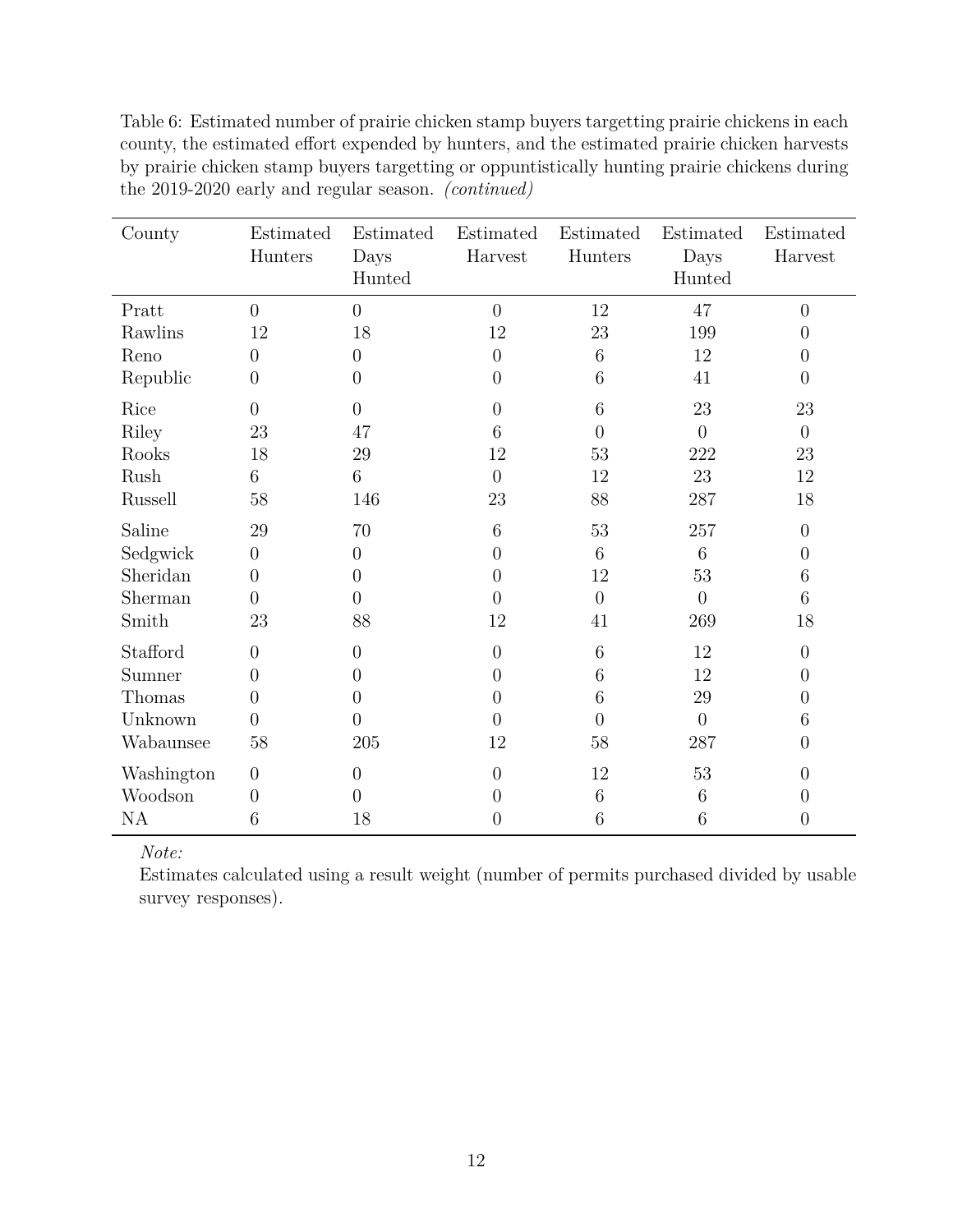Table 6: Estimated number of prairie chicken stamp buyers targetting prairie chickens in each county, the estimated effort expended by hunters, and the estimated prairie chicken harvests by prairie chicken stamp buyers targetting or oppuntistically hunting prairie chickens during the 2019-2020 early and regular season. *(continued)*

| County | Estimated Hunters | Estimated Days Hunted | Estimated Harvest | Estimated Hunters | Estimated Days Hunted | Estimated Harvest |
|---|---|---|---|---|---|---|
| Pratt | 0 | 0 | 0 | 12 | 47 | 0 |
| Rawlins | 12 | 18 | 12 | 23 | 199 | 0 |
| Reno | 0 | 0 | 0 | 6 | 12 | 0 |
| Republic | 0 | 0 | 0 | 6 | 41 | 0 |
| Rice | 0 | 0 | 0 | 6 | 23 | 23 |
| Riley | 23 | 47 | 6 | 0 | 0 | 0 |
| Rooks | 18 | 29 | 12 | 53 | 222 | 23 |
| Rush | 6 | 6 | 0 | 12 | 23 | 12 |
| Russell | 58 | 146 | 23 | 88 | 287 | 18 |
| Saline | 29 | 70 | 6 | 53 | 257 | 0 |
| Sedgwick | 0 | 0 | 0 | 6 | 6 | 0 |
| Sheridan | 0 | 0 | 0 | 12 | 53 | 6 |
| Sherman | 0 | 0 | 0 | 0 | 0 | 6 |
| Smith | 23 | 88 | 12 | 41 | 269 | 18 |
| Stafford | 0 | 0 | 0 | 6 | 12 | 0 |
| Sumner | 0 | 0 | 0 | 6 | 12 | 0 |
| Thomas | 0 | 0 | 0 | 6 | 29 | 0 |
| Unknown | 0 | 0 | 0 | 0 | 0 | 6 |
| Wabaunsee | 58 | 205 | 12 | 58 | 287 | 0 |
| Washington | 0 | 0 | 0 | 12 | 53 | 0 |
| Woodson | 0 | 0 | 0 | 6 | 6 | 0 |
| NA | 6 | 18 | 0 | 6 | 6 | 0 |

*Note:*

Estimates calculated using a result weight (number of permits purchased divided by usable survey responses).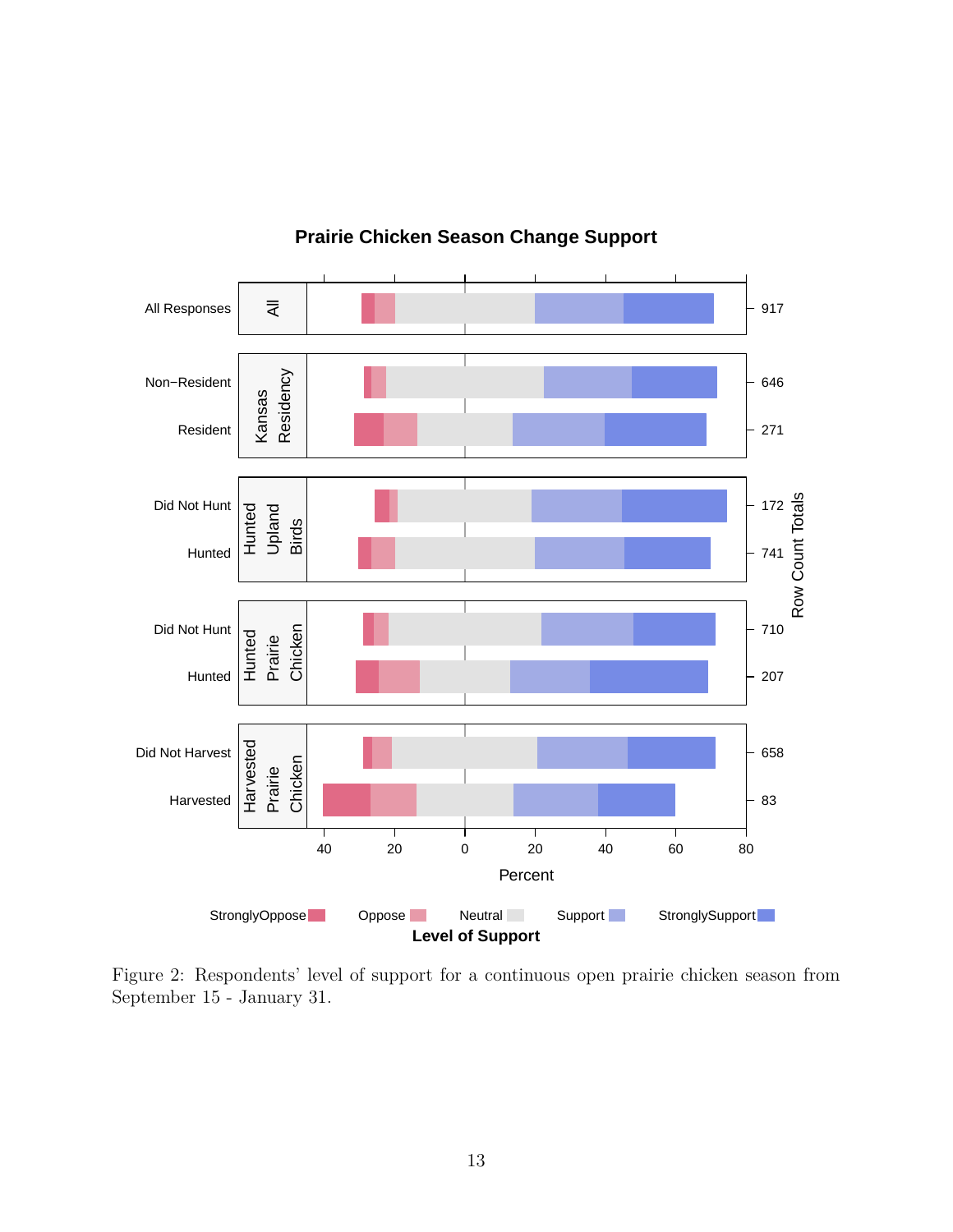Figure 2: Respondents' level of support for a continuous open prairie chicken season from September 15 - January 31.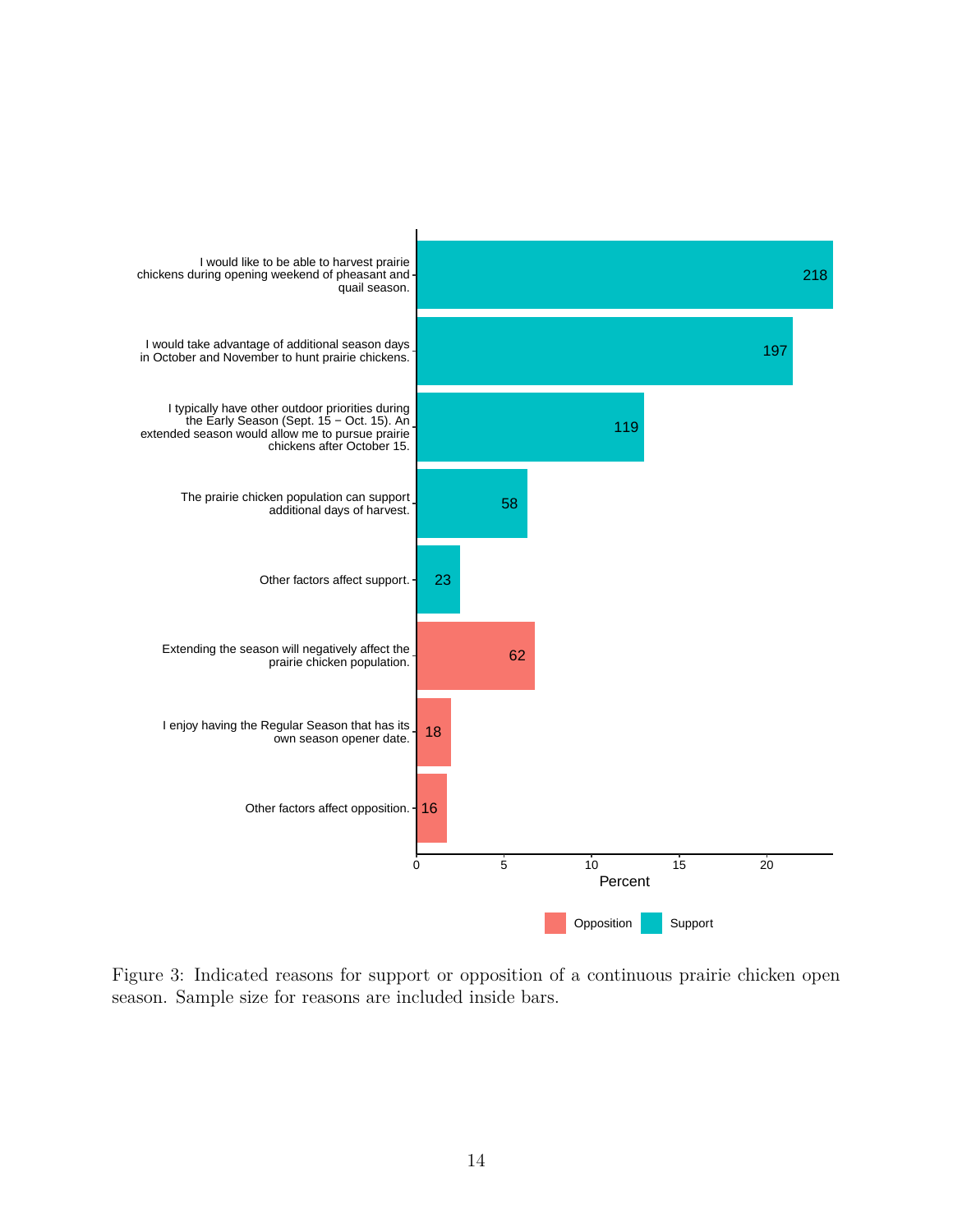| Reason | Group | Sample size |
|---|---|---|
| I would like to be able to harvest prairie chickens during opening weekend of pheasant and quail season. | Support | 218 |
| I would take advantage of additional season days in October and November to hunt prairie chickens. | Support | 197 |
| I typically have other outdoor priorities during the Early Season (Sept. 15 − Oct. 15). An extended season would allow me to pursue prairie chickens after October 15. | Support | 119 |
| The prairie chicken population can support additional days of harvest. | Support | 58 |
| Other factors affect support. | Support | 23 |
| Extending the season will negatively affect the prairie chicken population. | Opposition | 62 |
| I enjoy having the Regular Season that has its own season opener date. | Opposition | 18 |
| Other factors affect opposition. | Opposition | 16 |

Figure 3: Indicated reasons for support or opposition of a continuous prairie chicken open season. Sample size for reasons are included inside bars.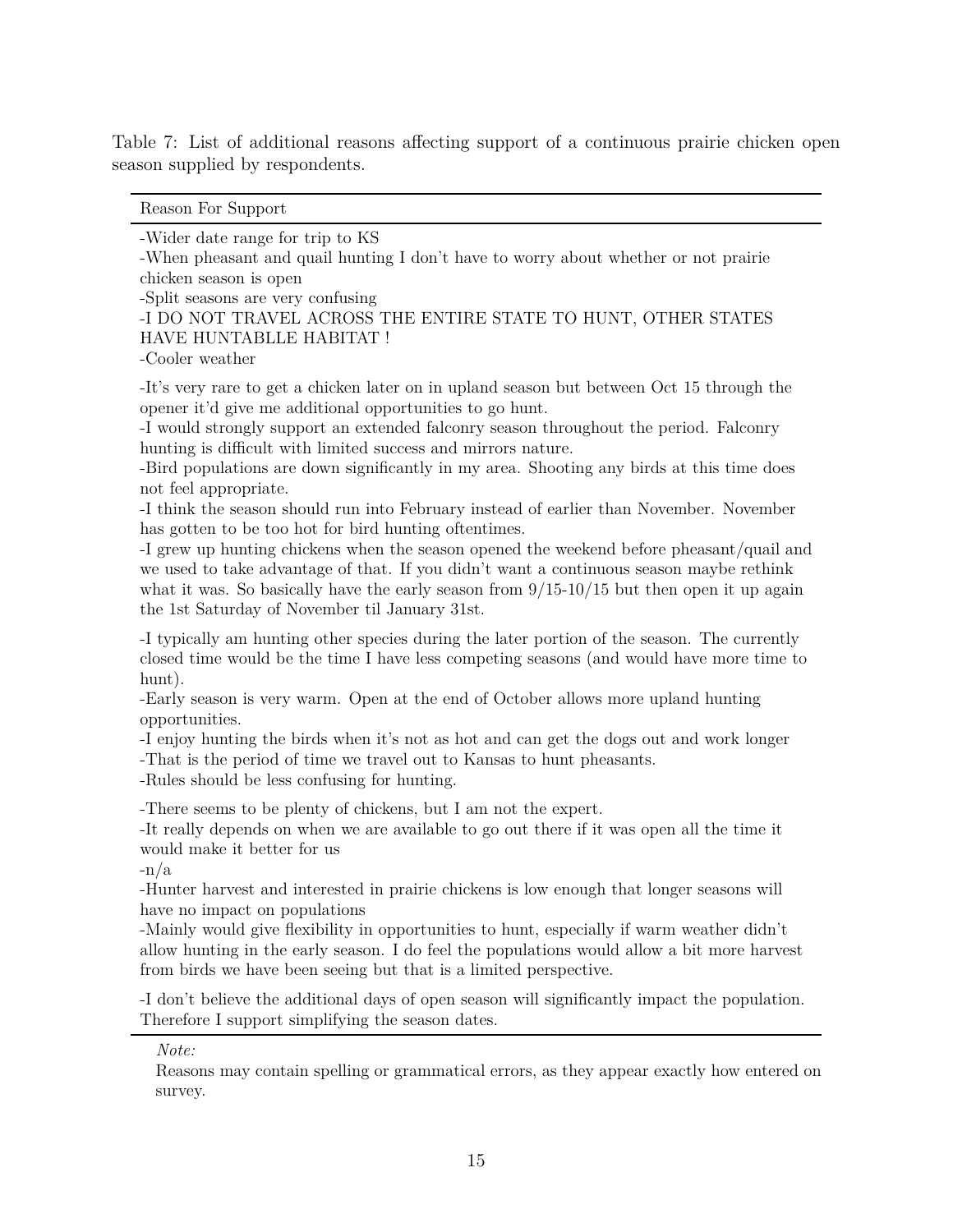Table 7: List of additional reasons affecting support of a continuous prairie chicken open season supplied by respondents.

| Reason For Support |
| --- |
| -Wider date range for trip to KS |
| -When pheasant and quail hunting I don't have to worry about whether or not prairie chicken season is open |
| -Split seasons are very confusing |
| -I DO NOT TRAVEL ACROSS THE ENTIRE STATE TO HUNT, OTHER STATES HAVE HUNTABLLE HABITAT ! |
| -Cooler weather |
| -It's very rare to get a chicken later on in upland season but between Oct 15 through the opener it'd give me additional opportunities to go hunt. |
| -I would strongly support an extended falconry season throughout the period. Falconry hunting is difficult with limited success and mirrors nature. |
| -Bird populations are down significantly in my area. Shooting any birds at this time does not feel appropriate. |
| -I think the season should run into February instead of earlier than November. November has gotten to be too hot for bird hunting oftentimes. |
| -I grew up hunting chickens when the season opened the weekend before pheasant/quail and we used to take advantage of that. If you didn't want a continuous season maybe rethink what it was. So basically have the early season from 9/15-10/15 but then open it up again the 1st Saturday of November til January 31st. |
| -I typically am hunting other species during the later portion of the season. The currently closed time would be the time I have less competing seasons (and would have more time to hunt). |
| -Early season is very warm. Open at the end of October allows more upland hunting opportunities. |
| -I enjoy hunting the birds when it's not as hot and can get the dogs out and work longer |
| -That is the period of time we travel out to Kansas to hunt pheasants. |
| -Rules should be less confusing for hunting. |
| -There seems to be plenty of chickens, but I am not the expert. |
| -It really depends on when we are available to go out there if it was open all the time it would make it better for us |
| -n/a |
| -Hunter harvest and interested in prairie chickens is low enough that longer seasons will have no impact on populations |
| -Mainly would give flexibility in opportunities to hunt, especially if warm weather didn't allow hunting in the early season. I do feel the populations would allow a bit more harvest from birds we have been seeing but that is a limited perspective. |
| -I don't believe the additional days of open season will significantly impact the population. Therefore I support simplifying the season dates. |

*Note:*
Reasons may contain spelling or grammatical errors, as they appear exactly how entered on survey.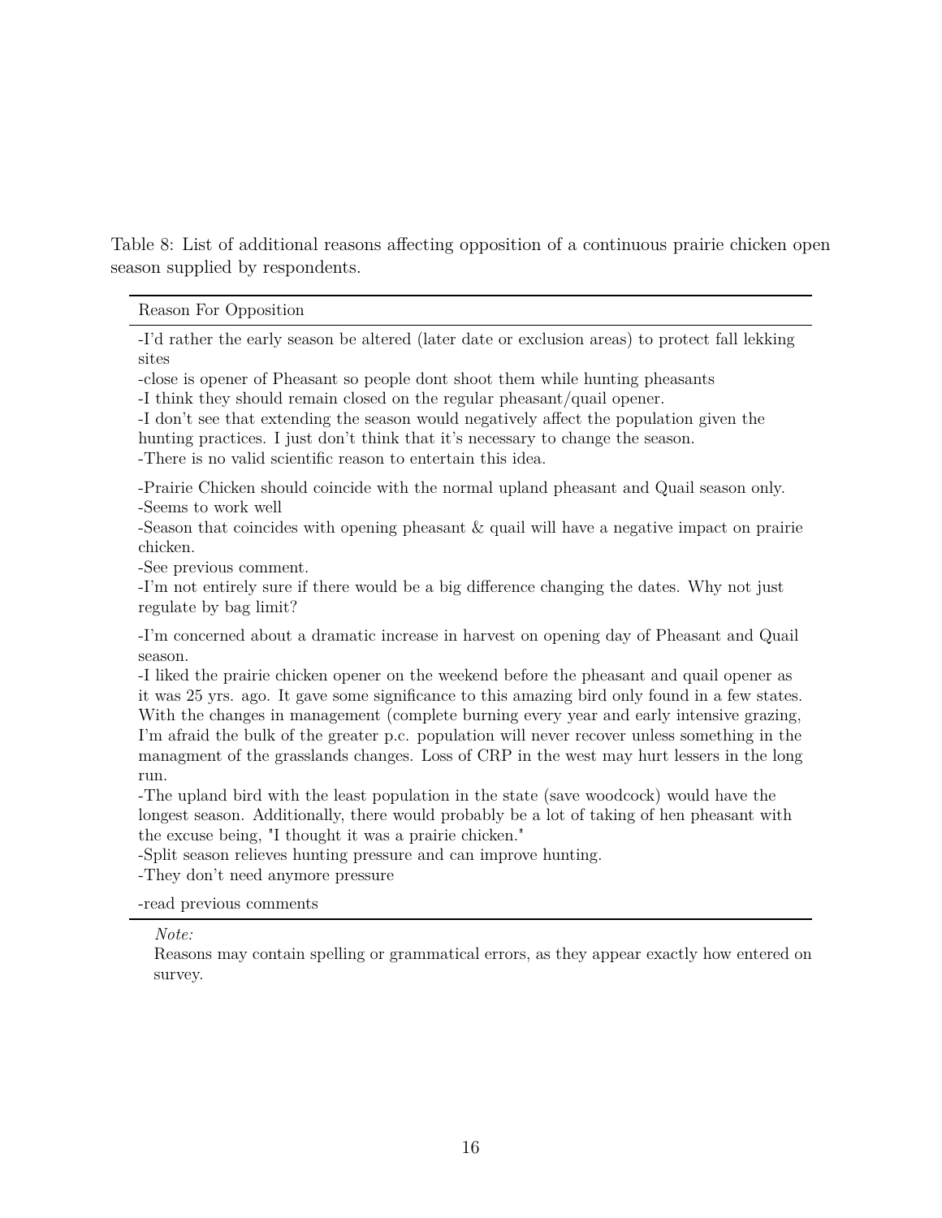Table 8: List of additional reasons affecting opposition of a continuous prairie chicken open season supplied by respondents.

| Reason For Opposition |
| --- |
| -I'd rather the early season be altered (later date or exclusion areas) to protect fall lekking sites<br>-close is opener of Pheasant so people dont shoot them while hunting pheasants<br>-I think they should remain closed on the regular pheasant/quail opener.<br>-I don't see that extending the season would negatively affect the population given the hunting practices. I just don't think that it's necessary to change the season.<br>-There is no valid scientific reason to entertain this idea. |
| -Prairie Chicken should coincide with the normal upland pheasant and Quail season only.<br>-Seems to work well<br>-Season that coincides with opening pheasant & quail will have a negative impact on prairie chicken.<br>-See previous comment.<br>-I'm not entirely sure if there would be a big difference changing the dates. Why not just regulate by bag limit? |
| -I'm concerned about a dramatic increase in harvest on opening day of Pheasant and Quail season.<br>-I liked the prairie chicken opener on the weekend before the pheasant and quail opener as it was 25 yrs. ago. It gave some significance to this amazing bird only found in a few states. With the changes in management (complete burning every year and early intensive grazing, I'm afraid the bulk of the greater p.c. population will never recover unless something in the managment of the grasslands changes. Loss of CRP in the west may hurt lessers in the long run.<br>-The upland bird with the least population in the state (save woodcock) would have the longest season. Additionally, there would probably be a lot of taking of hen pheasant with the excuse being, "I thought it was a prairie chicken."<br>-Split season relieves hunting pressure and can improve hunting.<br>-They don't need anymore pressure |
| -read previous comments |

*Note:*
Reasons may contain spelling or grammatical errors, as they appear exactly how entered on survey.